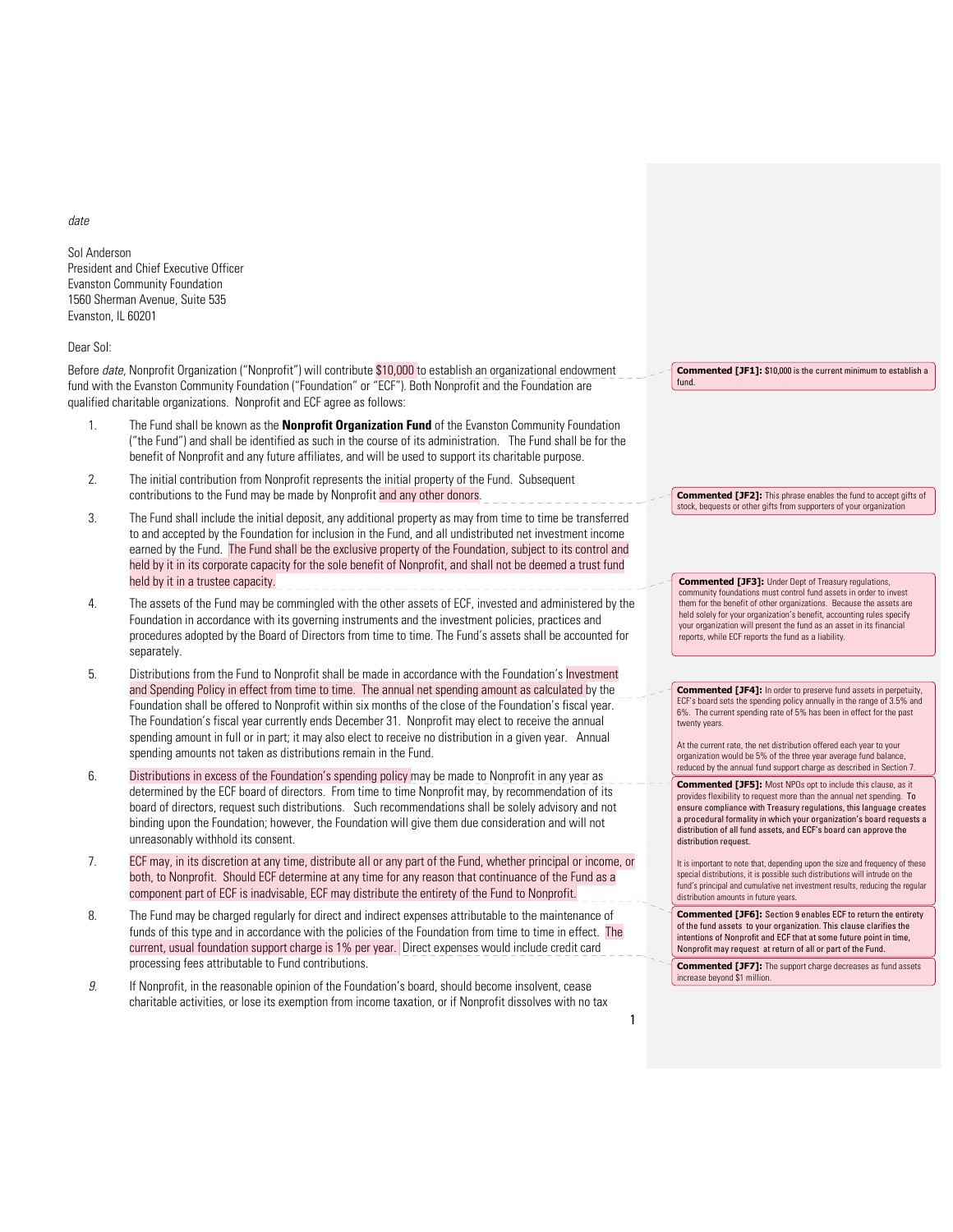*date*

Sol Anderson
President and Chief Executive Officer
Evanston Community Foundation
1560 Sherman Avenue, Suite 535
Evanston, IL 60201

Dear Sol:

Before *date*, Nonprofit Organization ("Nonprofit") will contribute $10,000 to establish an organizational endowment fund with the Evanston Community Foundation ("Foundation" or "ECF"). Both Nonprofit and the Foundation are qualified charitable organizations. Nonprofit and ECF agree as follows:

1. The Fund shall be known as the **Nonprofit Organization Fund** of the Evanston Community Foundation ("the Fund") and shall be identified as such in the course of its administration. The Fund shall be for the benefit of Nonprofit and any future affiliates, and will be used to support its charitable purpose.

2. The initial contribution from Nonprofit represents the initial property of the Fund. Subsequent contributions to the Fund may be made by Nonprofit and any other donors.

3. The Fund shall include the initial deposit, any additional property as may from time to time be transferred to and accepted by the Foundation for inclusion in the Fund, and all undistributed net investment income earned by the Fund. The Fund shall be the exclusive property of the Foundation, subject to its control and held by it in its corporate capacity for the sole benefit of Nonprofit, and shall not be deemed a trust fund held by it in a trustee capacity.

4. The assets of the Fund may be commingled with the other assets of ECF, invested and administered by the Foundation in accordance with its governing instruments and the investment policies, practices and procedures adopted by the Board of Directors from time to time. The Fund's assets shall be accounted for separately.

5. Distributions from the Fund to Nonprofit shall be made in accordance with the Foundation's Investment and Spending Policy in effect from time to time. The annual net spending amount as calculated by the Foundation shall be offered to Nonprofit within six months of the close of the Foundation's fiscal year. The Foundation's fiscal year currently ends December 31. Nonprofit may elect to receive the annual spending amount in full or in part; it may also elect to receive no distribution in a given year. Annual spending amounts not taken as distributions remain in the Fund.

6. Distributions in excess of the Foundation's spending policy may be made to Nonprofit in any year as determined by the ECF board of directors. From time to time Nonprofit may, by recommendation of its board of directors, request such distributions. Such recommendations shall be solely advisory and not binding upon the Foundation; however, the Foundation will give them due consideration and will not unreasonably withhold its consent.

7. ECF may, in its discretion at any time, distribute all or any part of the Fund, whether principal or income, or both, to Nonprofit. Should ECF determine at any time for any reason that continuance of the Fund as a component part of ECF is inadvisable, ECF may distribute the entirety of the Fund to Nonprofit.

8. The Fund may be charged regularly for direct and indirect expenses attributable to the maintenance of funds of this type and in accordance with the policies of the Foundation from time to time in effect. The current, usual foundation support charge is 1% per year. Direct expenses would include credit card processing fees attributable to Fund contributions.

*9.* If Nonprofit, in the reasonable opinion of the Foundation's board, should become insolvent, cease charitable activities, or lose its exemption from income taxation, or if Nonprofit dissolves with no tax

---

**Commented [JF1]:** $10,000 is the current minimum to establish a fund.

**Commented [JF2]:** This phrase enables the fund to accept gifts of stock, bequests or other gifts from supporters of your organization

**Commented [JF3]:** Under Dept of Treasury regulations, community foundations must control fund assets in order to invest them for the benefit of other organizations. Because the assets are held solely for your organization's benefit, accounting rules specify your organization will present the fund as an asset in its financial reports, while ECF reports the fund as a liability.

**Commented [JF4]:** In order to preserve fund assets in perpetuity, ECF's board sets the spending policy annually in the range of 3.5% and 6%. The current spending rate of 5% has been in effect for the past twenty years.

At the current rate, the net distribution offered each year to your organization would be 5% of the three year average fund balance, reduced by the annual fund support charge as described in Section 7.

**Commented [JF5]:** Most NPOs opt to include this clause, as it provides flexibility to request more than the annual net spending. **To ensure compliance with Treasury regulations, this language creates a procedural formality in which your organization's board requests a distribution of all fund assets, and ECF's board can approve the distribution request.**

It is important to note that, depending upon the size and frequency of these special distributions, it is possible such distributions will intrude on the fund's principal and cumulative net investment results, reducing the regular distribution amounts in future years.

**Commented [JF6]:** **Section 9 enables ECF to return the entirety of the fund assets to your organization. This clause clarifies the intentions of Nonprofit and ECF that at some future point in time, Nonprofit may request at return of all or part of the Fund.**

**Commented [JF7]:** The support charge decreases as fund assets increase beyond $1 million.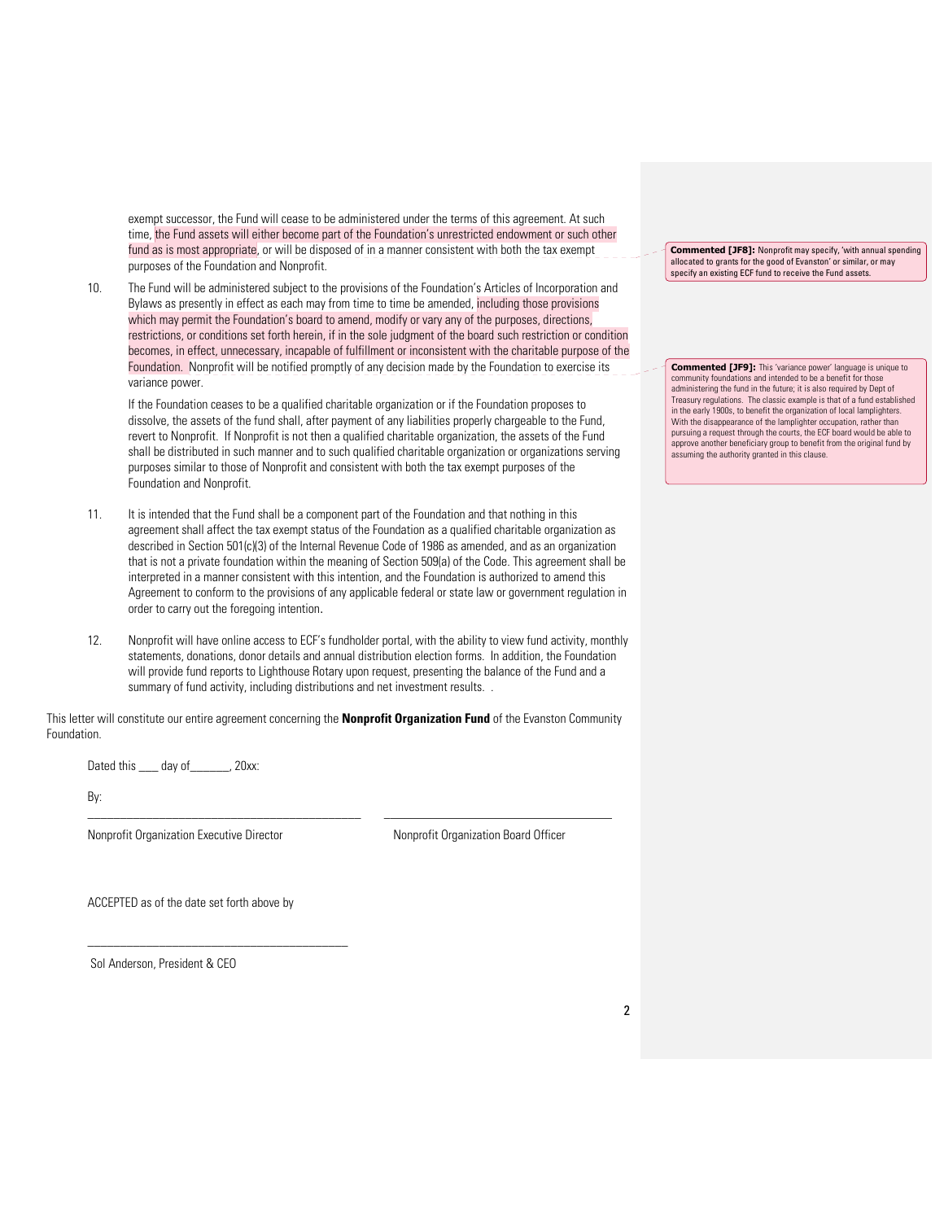exempt successor, the Fund will cease to be administered under the terms of this agreement. At such time, the Fund assets will either become part of the Foundation's unrestricted endowment or such other fund as is most appropriate, or will be disposed of in a manner consistent with both the tax exempt purposes of the Foundation and Nonprofit.

> **Commented [JF8]:** Nonprofit may specify, 'with annual spending allocated to grants for the good of Evanston' or similar, or may specify an existing ECF fund to receive the Fund assets.

10. The Fund will be administered subject to the provisions of the Foundation's Articles of Incorporation and Bylaws as presently in effect as each may from time to time be amended, including those provisions which may permit the Foundation's board to amend, modify or vary any of the purposes, directions, restrictions, or conditions set forth herein, if in the sole judgment of the board such restriction or condition becomes, in effect, unnecessary, incapable of fulfillment or inconsistent with the charitable purpose of the Foundation. Nonprofit will be notified promptly of any decision made by the Foundation to exercise its variance power.

    If the Foundation ceases to be a qualified charitable organization or if the Foundation proposes to dissolve, the assets of the fund shall, after payment of any liabilities properly chargeable to the Fund, revert to Nonprofit. If Nonprofit is not then a qualified charitable organization, the assets of the Fund shall be distributed in such manner and to such qualified charitable organization or organizations serving purposes similar to those of Nonprofit and consistent with both the tax exempt purposes of the Foundation and Nonprofit.

> **Commented [JF9]:** This 'variance power' language is unique to community foundations and intended to be a benefit for those administering the fund in the future; it is also required by Dept of Treasury regulations. The classic example is that of a fund established in the early 1900s, to benefit the organization of local lamplighters. With the disappearance of the lamplighter occupation, rather than pursuing a request through the courts, the ECF board would be able to approve another beneficiary group to benefit from the original fund by assuming the authority granted in this clause.

11. It is intended that the Fund shall be a component part of the Foundation and that nothing in this agreement shall affect the tax exempt status of the Foundation as a qualified charitable organization as described in Section 501(c)(3) of the Internal Revenue Code of 1986 as amended, and as an organization that is not a private foundation within the meaning of Section 509(a) of the Code. This agreement shall be interpreted in a manner consistent with this intention, and the Foundation is authorized to amend this Agreement to conform to the provisions of any applicable federal or state law or government regulation in order to carry out the foregoing intention.

12. Nonprofit will have online access to ECF's fundholder portal, with the ability to view fund activity, monthly statements, donations, donor details and annual distribution election forms. In addition, the Foundation will provide fund reports to Lighthouse Rotary upon request, presenting the balance of the Fund and a summary of fund activity, including distributions and net investment results. .

This letter will constitute our entire agreement concerning the **Nonprofit Organization Fund** of the Evanston Community Foundation.

Dated this ___ day of_______, 20xx:

By:

_____________________________________________ &nbsp;&nbsp;&nbsp;&nbsp; ____________________________________

Nonprofit Organization Executive Director &nbsp;&nbsp;&nbsp;&nbsp; Nonprofit Organization Board Officer

ACCEPTED as of the date set forth above by

_____________________________________________

Sol Anderson, President & CEO